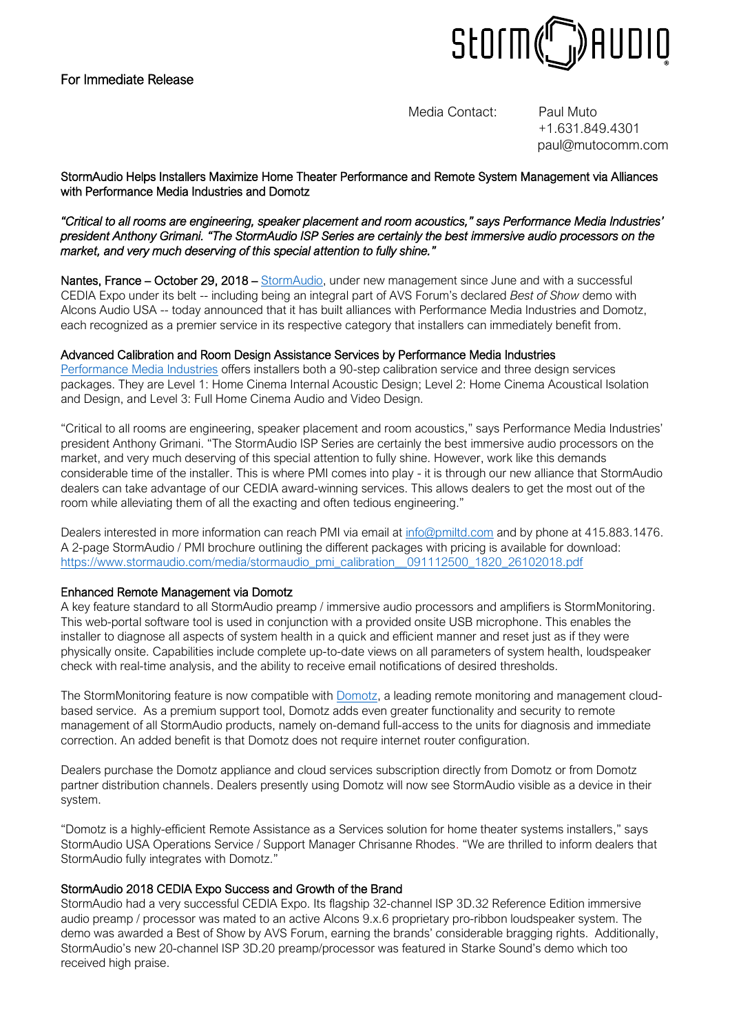For Immediate Release

Media Contact: Paul Muto
+1.631.849.4301
paul@mutocomm.com

# StormAudio Helps Installers Maximize Home Theater Performance and Remote System Management via Alliances with Performance Media Industries and Domotz

*"Critical to all rooms are engineering, speaker placement and room acoustics," says Performance Media Industries' president Anthony Grimani. "The StormAudio ISP Series are certainly the best immersive audio processors on the market, and very much deserving of this special attention to fully shine."*

Nantes, France – October 29, 2018 – StormAudio, under new management since June and with a successful CEDIA Expo under its belt -- including being an integral part of AVS Forum's declared *Best of Show* demo with Alcons Audio USA -- today announced that it has built alliances with Performance Media Industries and Domotz, each recognized as a premier service in its respective category that installers can immediately benefit from.

## Advanced Calibration and Room Design Assistance Services by Performance Media Industries

Performance Media Industries offers installers both a 90-step calibration service and three design services packages. They are Level 1: Home Cinema Internal Acoustic Design; Level 2: Home Cinema Acoustical Isolation and Design, and Level 3: Full Home Cinema Audio and Video Design.

"Critical to all rooms are engineering, speaker placement and room acoustics," says Performance Media Industries' president Anthony Grimani. "The StormAudio ISP Series are certainly the best immersive audio processors on the market, and very much deserving of this special attention to fully shine. However, work like this demands considerable time of the installer. This is where PMI comes into play - it is through our new alliance that StormAudio dealers can take advantage of our CEDIA award-winning services. This allows dealers to get the most out of the room while alleviating them of all the exacting and often tedious engineering."

Dealers interested in more information can reach PMI via email at info@pmiltd.com and by phone at 415.883.1476. A 2-page StormAudio / PMI brochure outlining the different packages with pricing is available for download: https://www.stormaudio.com/media/stormaudio_pmi_calibration__091112500_1820_26102018.pdf

## Enhanced Remote Management via Domotz

A key feature standard to all StormAudio preamp / immersive audio processors and amplifiers is StormMonitoring. This web-portal software tool is used in conjunction with a provided onsite USB microphone. This enables the installer to diagnose all aspects of system health in a quick and efficient manner and reset just as if they were physically onsite. Capabilities include complete up-to-date views on all parameters of system health, loudspeaker check with real-time analysis, and the ability to receive email notifications of desired thresholds.

The StormMonitoring feature is now compatible with Domotz, a leading remote monitoring and management cloud-based service. As a premium support tool, Domotz adds even greater functionality and security to remote management of all StormAudio products, namely on-demand full-access to the units for diagnosis and immediate correction. An added benefit is that Domotz does not require internet router configuration.

Dealers purchase the Domotz appliance and cloud services subscription directly from Domotz or from Domotz partner distribution channels. Dealers presently using Domotz will now see StormAudio visible as a device in their system.

"Domotz is a highly-efficient Remote Assistance as a Services solution for home theater systems installers," says StormAudio USA Operations Service / Support Manager Chrisanne Rhodes. "We are thrilled to inform dealers that StormAudio fully integrates with Domotz."

## StormAudio 2018 CEDIA Expo Success and Growth of the Brand

StormAudio had a very successful CEDIA Expo. Its flagship 32-channel ISP 3D.32 Reference Edition immersive audio preamp / processor was mated to an active Alcons 9.x.6 proprietary pro-ribbon loudspeaker system. The demo was awarded a Best of Show by AVS Forum, earning the brands' considerable bragging rights. Additionally, StormAudio's new 20-channel ISP 3D.20 preamp/processor was featured in Starke Sound's demo which too received high praise.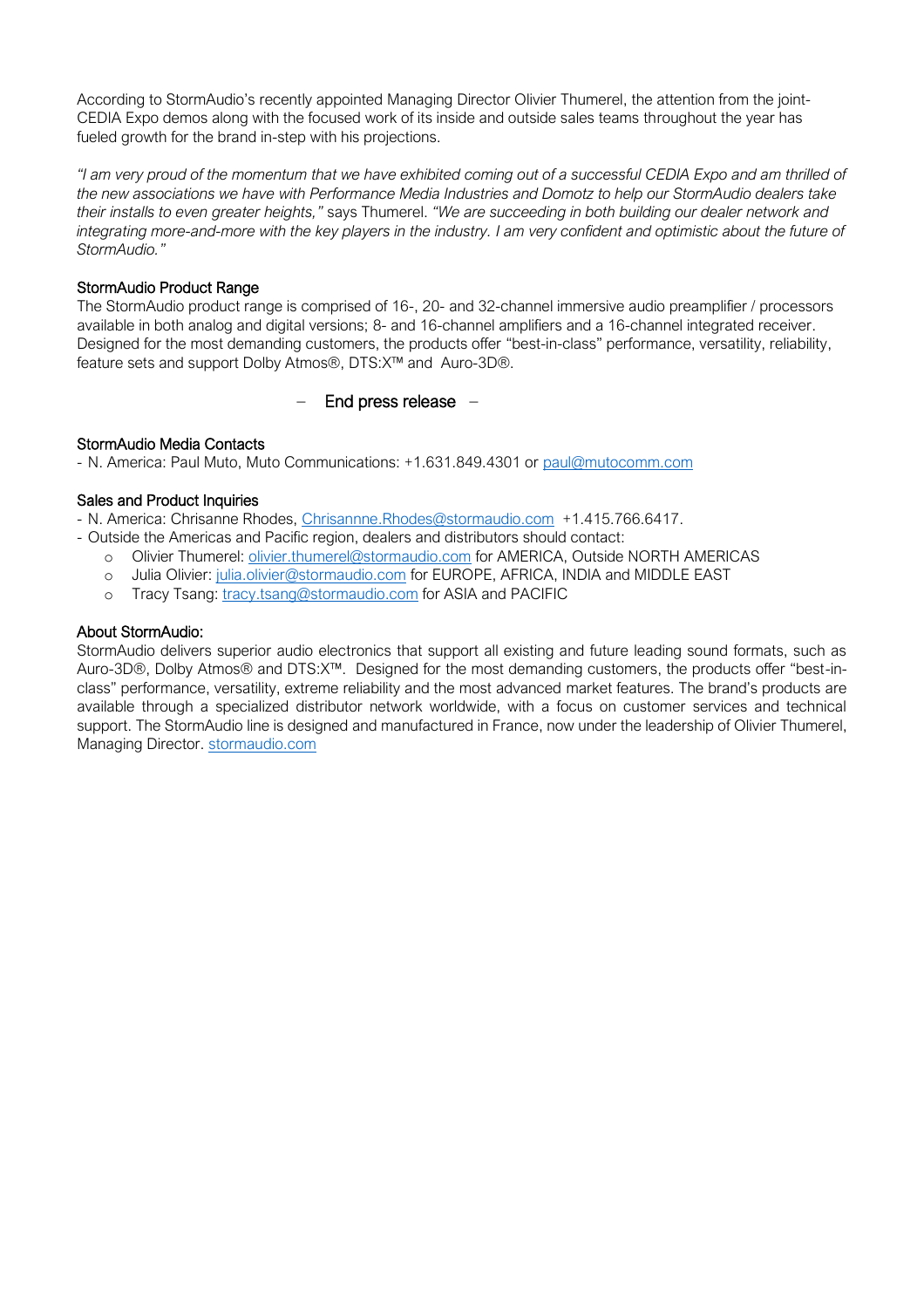According to StormAudio's recently appointed Managing Director Olivier Thumerel, the attention from the joint-CEDIA Expo demos along with the focused work of its inside and outside sales teams throughout the year has fueled growth for the brand in-step with his projections.

*"I am very proud of the momentum that we have exhibited coming out of a successful CEDIA Expo and am thrilled of the new associations we have with Performance Media Industries and Domotz to help our StormAudio dealers take their installs to even greater heights,"* says Thumerel. *"We are succeeding in both building our dealer network and integrating more-and-more with the key players in the industry. I am very confident and optimistic about the future of StormAudio."*

### StormAudio Product Range

The StormAudio product range is comprised of 16-, 20- and 32-channel immersive audio preamplifier / processors available in both analog and digital versions; 8- and 16-channel amplifiers and a 16-channel integrated receiver. Designed for the most demanding customers, the products offer "best-in-class" performance, versatility, reliability, feature sets and support Dolby Atmos®, DTS:X™ and Auro-3D®.

– End press release –

### StormAudio Media Contacts

- N. America: Paul Muto, Muto Communications: +1.631.849.4301 or paul@mutocomm.com

### Sales and Product Inquiries

- N. America: Chrisanne Rhodes, Chrisannne.Rhodes@stormaudio.com +1.415.766.6417.
- Outside the Americas and Pacific region, dealers and distributors should contact:
  - Olivier Thumerel: olivier.thumerel@stormaudio.com for AMERICA, Outside NORTH AMERICAS
  - Julia Olivier: julia.olivier@stormaudio.com for EUROPE, AFRICA, INDIA and MIDDLE EAST
  - Tracy Tsang: tracy.tsang@stormaudio.com for ASIA and PACIFIC

### About StormAudio:

StormAudio delivers superior audio electronics that support all existing and future leading sound formats, such as Auro-3D®, Dolby Atmos® and DTS:X™. Designed for the most demanding customers, the products offer "best-in-class" performance, versatility, extreme reliability and the most advanced market features. The brand's products are available through a specialized distributor network worldwide, with a focus on customer services and technical support. The StormAudio line is designed and manufactured in France, now under the leadership of Olivier Thumerel, Managing Director. stormaudio.com